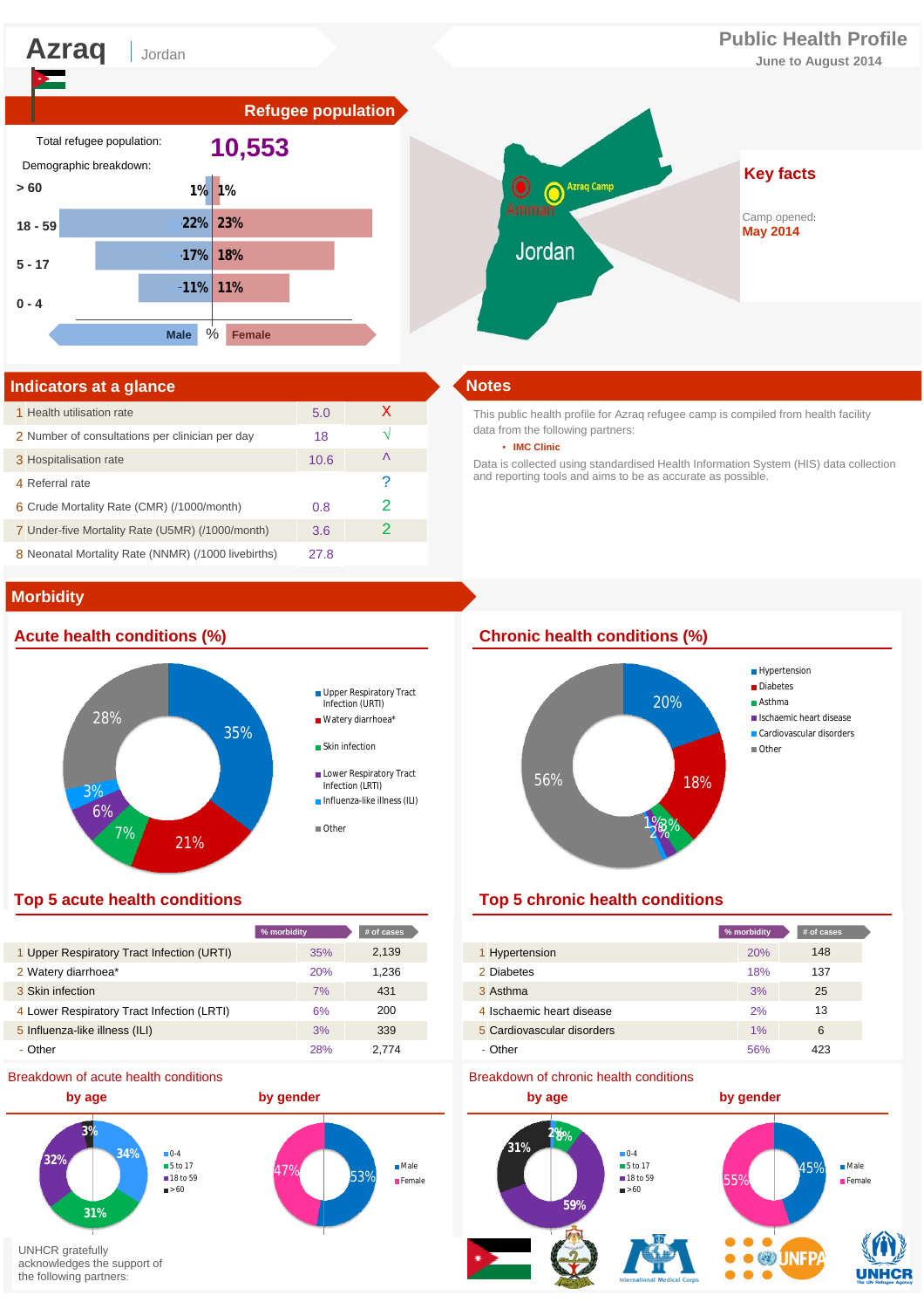# Azraq | Jordan

## Public Health Profile

June to August 2014

## Refugee population

Total refugee population: **10,553**

Demographic breakdown:

| Age | Male | Female |
|---|---|---|
| > 60 | 1% | 1% |
| 18 - 59 | 22% | 23% |
| 5 - 17 | 17% | 18% |
| 0 - 4 | 11% | 11% |

## Key facts

Camp opened:
**May 2014**

## Indicators at a glance

| | Indicator | Value | |
|---|---|---|---|
| 1 | Health utilisation rate | 5.0 | X |
| 2 | Number of consultations per clinician per day | 18 | √ |
| 3 | Hospitalisation rate | 10.6 | ^ |
| 4 | Referral rate | | ? |
| 6 | Crude Mortality Rate (CMR) (/1000/month) | 0.8 | 2 |
| 7 | Under-five Mortality Rate (U5MR) (/1000/month) | 3.6 | 2 |
| 8 | Neonatal Mortality Rate (NNMR) (/1000 livebirths) | 27.8 | |

## Notes

This public health profile for Azraq refugee camp is compiled from health facility data from the following partners:

- IMC Clinic

Data is collected using standardised Health Information System (HIS) data collection and reporting tools and aims to be as accurate as possible.

## Morbidity

### Acute health conditions (%)

- Upper Respiratory Tract Infection (URTI): 35%
- Watery diarrhoea*: 21%
- Skin infection: 7%
- Lower Respiratory Tract Infection (LRTI): 6%
- Influenza-like illness (ILI): 3%
- Other: 28%

### Chronic health conditions (%)

- Hypertension: 20%
- Diabetes: 18%
- Asthma: 3%
- Ischaemic heart disease: 2%
- Cardiovascular disorders: 1%
- Other: 56%

### Top 5 acute health conditions

| | Condition | % morbidity | # of cases |
|---|---|---|---|
| 1 | Upper Respiratory Tract Infection (URTI) | 35% | 2,139 |
| 2 | Watery diarrhoea* | 20% | 1,236 |
| 3 | Skin infection | 7% | 431 |
| 4 | Lower Respiratory Tract Infection (LRTI) | 6% | 200 |
| 5 | Influenza-like illness (ILI) | 3% | 339 |
| - | Other | 28% | 2,774 |

### Top 5 chronic health conditions

| | Condition | % morbidity | # of cases |
|---|---|---|---|
| 1 | Hypertension | 20% | 148 |
| 2 | Diabetes | 18% | 137 |
| 3 | Asthma | 3% | 25 |
| 4 | Ischaemic heart disease | 2% | 13 |
| 5 | Cardiovascular disorders | 1% | 6 |
| - | Other | 56% | 423 |

### Breakdown of acute health conditions

**by age**

- 0-4: 34%
- 5 to 17: 31%
- 18 to 59: 32%
- >60: 3%

**by gender**

- Male: 53%
- Female: 47%

### Breakdown of chronic health conditions

**by age**

- 0-4: 2%
- 5 to 17: 8%
- 18 to 59: 59%
- >60: 31%

**by gender**

- Male: 45%
- Female: 55%

UNHCR gratefully acknowledges the support of the following partners: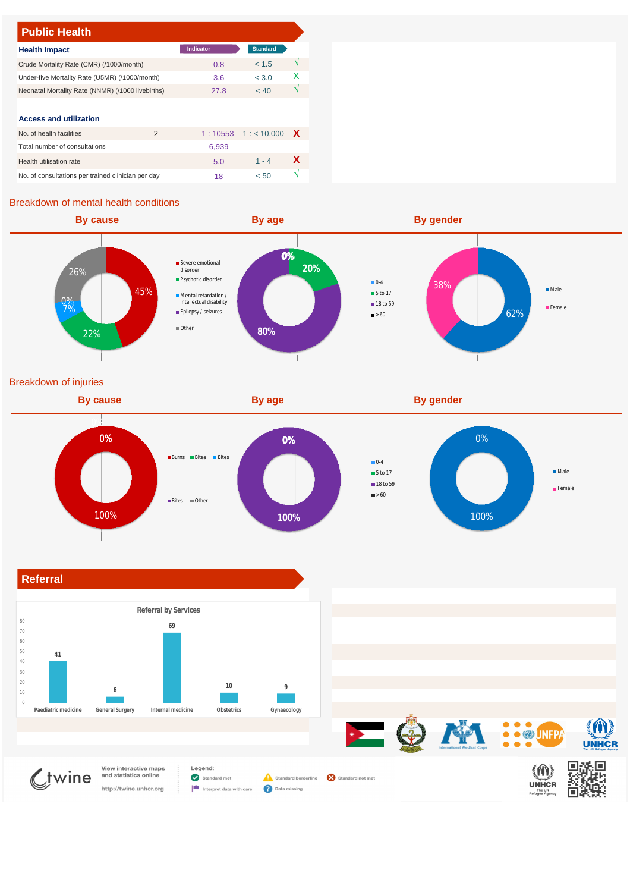## Public Health

| Health Impact | | Indicator | Standard | |
|---|---|---|---|---|
| Crude Mortality Rate (CMR) (/1000/month) | | 0.8 | < 1.5 | √ |
| Under-five Mortality Rate (U5MR) (/1000/month) | | 3.6 | < 3.0 | X |
| Neonatal Mortality Rate (NNMR) (/1000 livebirths) | | 27.8 | < 40 | √ |

| Access and utilization | | | | |
|---|---|---|---|---|
| No. of health facilities | 2 | 1 : 10553 | 1 : < 10,000 | X |
| Total number of consultations | | 6,939 | | |
| Health utilisation rate | | 5.0 | 1 - 4 | X |
| No. of consultations per trained clinician per day | | 18 | < 50 | √ |

### Breakdown of mental health conditions

By cause

26%
45%
0%
7%
22%

Severe emotional disorder
Psychotic disorder
Mental retardation / intellectual disability
Epilepsy / seizures
Other

By age

0%
20%
80%

0-4
5 to 17
18 to 59
>60

By gender

38%
62%

Male
Female

### Breakdown of injuries

By cause

0%
100%

Burns
Bites
Bites
Bites
Other

By age

0%
100%

0-4
5 to 17
18 to 59
>60

By gender

0%
100%

Male
Female

## Referral

Referral by Services

80
70
60
50
40
30
20
10
0

41
6
69
10
9

Paediatric medicine
General Surgery
Internal medicine
Obstetrics
Gynaecology

International Medical Corps
UNFPA
UNHCR

twine
View interactive maps and statistics online
http://twine.unhcr.org

Legend:
Standard met
Standard borderline
Standard not met
Interpret data with care
Data missing

UNHCR
The UN Refugee Agency